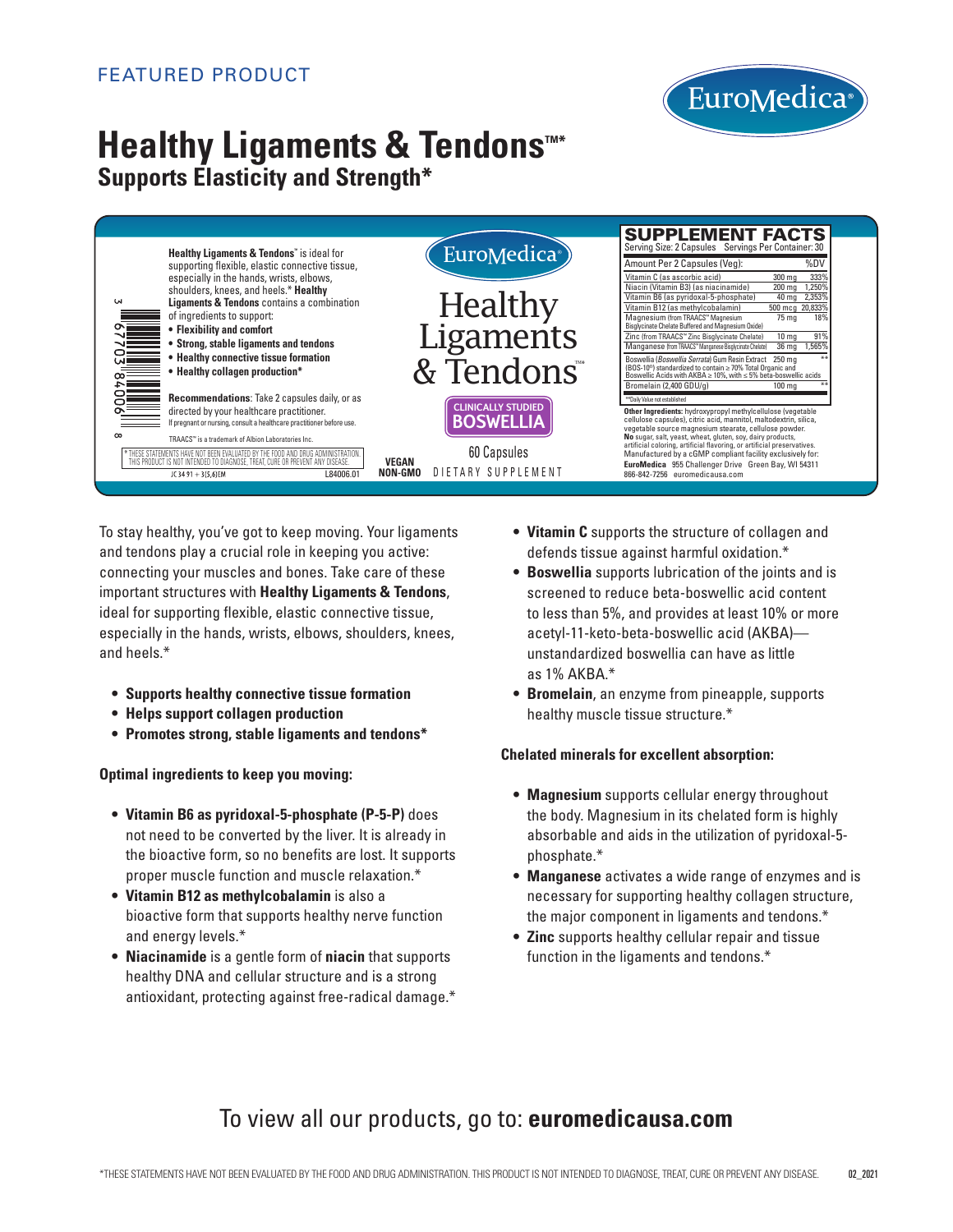FEATURED PRODUCT

EuroMedica®

# Healthy Ligaments & Tendons™*

## Supports Elasticity and Strength*

**Healthy Ligaments & Tendons**™ is ideal for supporting flexible, elastic connective tissue, especially in the hands, wrists, elbows, shoulders, knees, and heels.* **Healthy Ligaments & Tendons** contains a combination of ingredients to support:

- **Flexibility and comfort**
- **Strong, stable ligaments and tendons**
- **Healthy connective tissue formation**
- **Healthy collagen production***

**Recommendations**: Take 2 capsules daily, or as directed by your healthcare practitioner.
If pregnant or nursing, consult a healthcare practitioner before use.

TRAACS™ is a trademark of Albion Laboratories Inc.

*THESE STATEMENTS HAVE NOT BEEN EVALUATED BY THE FOOD AND DRUG ADMINISTRATION. THIS PRODUCT IS NOT INTENDED TO DIAGNOSE, TREAT, CURE OR PREVENT ANY DISEASE.

JC 34 91 + 3(5,6)EM L84006.01

3 67703 84006 8

EuroMedica®

Healthy Ligaments & Tendons™*

CLINICALLY STUDIED BOSWELLIA

60 Capsules

VEGAN NON-GMO

DIETARY SUPPLEMENT

**SUPPLEMENT FACTS**

Serving Size: 2 Capsules Servings Per Container: 30

| Amount Per 2 Capsules (Veg): | | %DV |
|---|---|---|
| Vitamin C (as ascorbic acid) | 300 mg | 333% |
| Niacin (Vitamin B3) (as niacinamide) | 200 mg | 1,250% |
| Vitamin B6 (as pyridoxal-5-phosphate) | 40 mg | 2,353% |
| Vitamin B12 (as methylcobalamin) | 500 mcg | 20,833% |
| Magnesium (from TRAACS™ Magnesium Bisglycinate Chelate Buffered and Magnesium Oxide) | 75 mg | 18% |
| Zinc (from TRAACS™ Zinc Bisglycinate Chelate) | 10 mg | 91% |
| Manganese (from TRAACS™ Manganese Bisglycinate Chelate) | 36 mg | 1,565% |
| Boswellia (*Boswellia Serrata*) Gum Resin Extract (BOS-10®) standardized to contain ≥ 70% Total Organic and Boswellic Acids with AKBA ≥ 10%, with ≤ 5% beta-boswellic acids | 250 mg | ** |
| Bromelain (2,400 GDU/g) | 100 mg | ** |

**Daily Value not established

**Other Ingredients:** hydroxypropyl methylcellulose (vegetable cellulose capsules), citric acid, mannitol, maltodextrin, silica, vegetable source magnesium stearate, cellulose powder.
**No** sugar, salt, yeast, wheat, gluten, soy, dairy products, artificial coloring, artificial flavoring, or artificial preservatives.
Manufactured by a cGMP compliant facility exclusively for:
**EuroMedica** 955 Challenger Drive Green Bay, WI 54311
866-842-7256 euromedicausa.com

To stay healthy, you've got to keep moving. Your ligaments and tendons play a crucial role in keeping you active: connecting your muscles and bones. Take care of these important structures with **Healthy Ligaments & Tendons**, ideal for supporting flexible, elastic connective tissue, especially in the hands, wrists, elbows, shoulders, knees, and heels.*

- **Supports healthy connective tissue formation**
- **Helps support collagen production**
- **Promotes strong, stable ligaments and tendons***

**Optimal ingredients to keep you moving:**

- **Vitamin B6 as pyridoxal-5-phosphate (P-5-P)** does not need to be converted by the liver. It is already in the bioactive form, so no benefits are lost. It supports proper muscle function and muscle relaxation.*
- **Vitamin B12 as methylcobalamin** is also a bioactive form that supports healthy nerve function and energy levels.*
- **Niacinamide** is a gentle form of **niacin** that supports healthy DNA and cellular structure and is a strong antioxidant, protecting against free-radical damage.*
- **Vitamin C** supports the structure of collagen and defends tissue against harmful oxidation.*
- **Boswellia** supports lubrication of the joints and is screened to reduce beta-boswellic acid content to less than 5%, and provides at least 10% or more acetyl-11-keto-beta-boswellic acid (AKBA)—unstandardized boswellia can have as little as 1% AKBA.*
- **Bromelain**, an enzyme from pineapple, supports healthy muscle tissue structure.*

**Chelated minerals for excellent absorption:**

- **Magnesium** supports cellular energy throughout the body. Magnesium in its chelated form is highly absorbable and aids in the utilization of pyridoxal-5-phosphate.*
- **Manganese** activates a wide range of enzymes and is necessary for supporting healthy collagen structure, the major component in ligaments and tendons.*
- **Zinc** supports healthy cellular repair and tissue function in the ligaments and tendons.*

To view all our products, go to: **euromedicausa.com**

*THESE STATEMENTS HAVE NOT BEEN EVALUATED BY THE FOOD AND DRUG ADMINISTRATION. THIS PRODUCT IS NOT INTENDED TO DIAGNOSE, TREAT, CURE OR PREVENT ANY DISEASE.

02_2021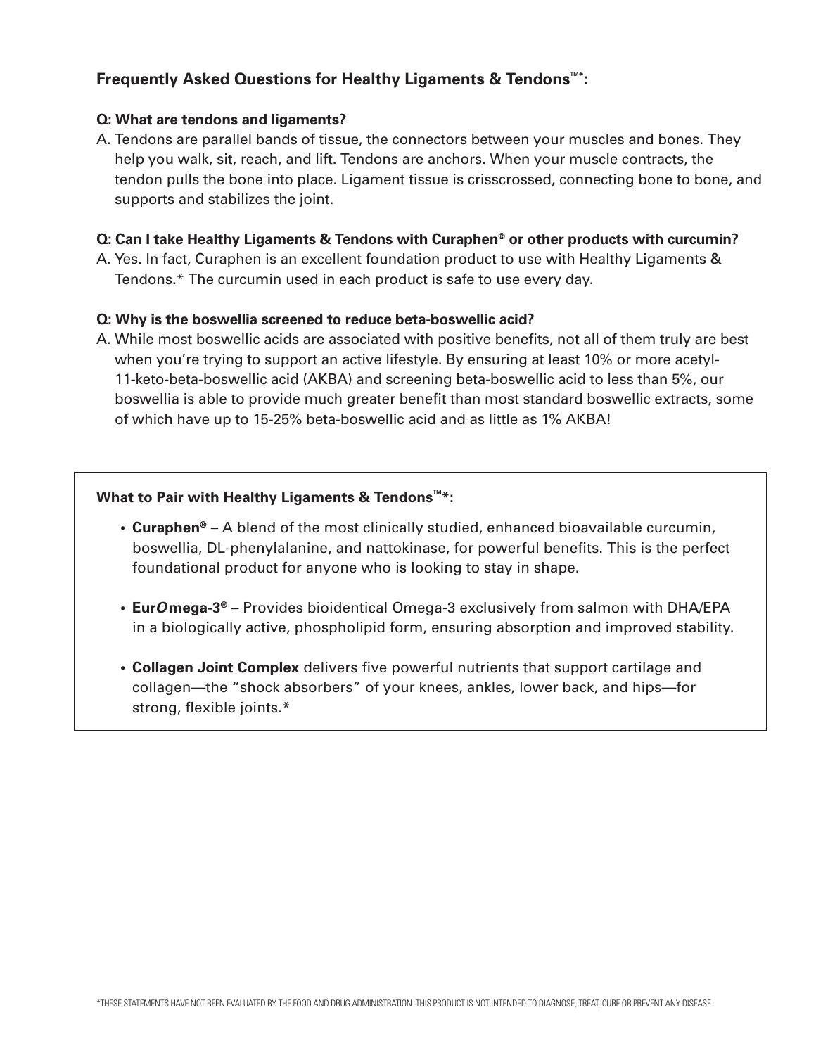### Frequently Asked Questions for Healthy Ligaments & Tendons™*:

**Q: What are tendons and ligaments?**

A. Tendons are parallel bands of tissue, the connectors between your muscles and bones. They help you walk, sit, reach, and lift. Tendons are anchors. When your muscle contracts, the tendon pulls the bone into place. Ligament tissue is crisscrossed, connecting bone to bone, and supports and stabilizes the joint.

**Q: Can I take Healthy Ligaments & Tendons with Curaphen® or other products with curcumin?**

A. Yes. In fact, Curaphen is an excellent foundation product to use with Healthy Ligaments & Tendons.* The curcumin used in each product is safe to use every day.

**Q: Why is the boswellia screened to reduce beta-boswellic acid?**

A. While most boswellic acids are associated with positive benefits, not all of them truly are best when you're trying to support an active lifestyle. By ensuring at least 10% or more acetyl-11-keto-beta-boswellic acid (AKBA) and screening beta-boswellic acid to less than 5%, our boswellia is able to provide much greater benefit than most standard boswellic extracts, some of which have up to 15-25% beta-boswellic acid and as little as 1% AKBA!

**What to Pair with Healthy Ligaments & Tendons™*:**

- **Curaphen®** – A blend of the most clinically studied, enhanced bioavailable curcumin, boswellia, DL-phenylalanine, and nattokinase, for powerful benefits. This is the perfect foundational product for anyone who is looking to stay in shape.
- **Eur*O*mega-3®** – Provides bioidentical Omega-3 exclusively from salmon with DHA/EPA in a biologically active, phospholipid form, ensuring absorption and improved stability.
- **Collagen Joint Complex** delivers five powerful nutrients that support cartilage and collagen—the "shock absorbers" of your knees, ankles, lower back, and hips—for strong, flexible joints.*

*THESE STATEMENTS HAVE NOT BEEN EVALUATED BY THE FOOD AND DRUG ADMINISTRATION. THIS PRODUCT IS NOT INTENDED TO DIAGNOSE, TREAT, CURE OR PREVENT ANY DISEASE.